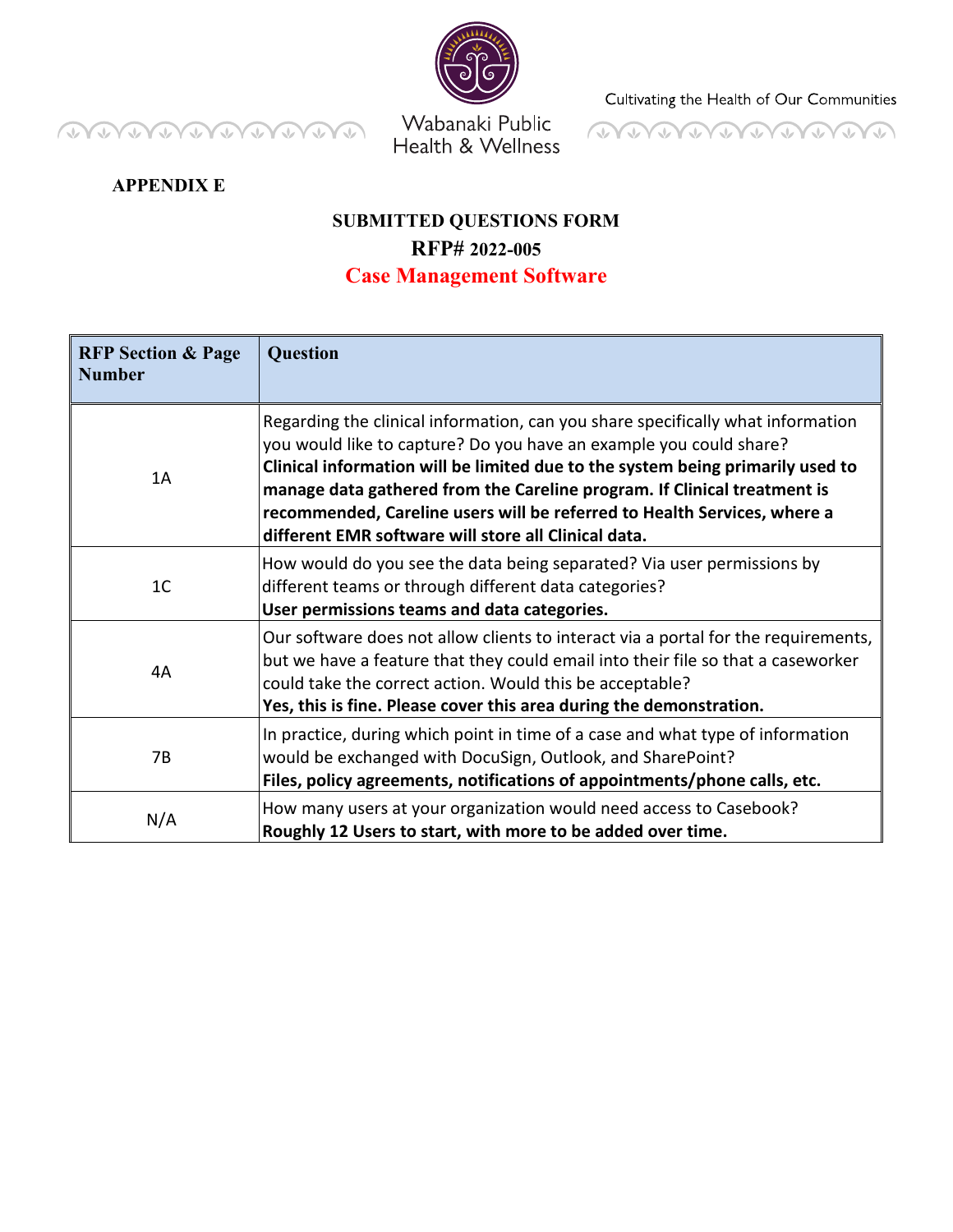Wabanaki Public Health & Wellness

Cultivating the Health of Our Communities

**APPENDIX E**

## SUBMITTED QUESTIONS FORM

## RFP# 2022-005

## Case Management Software

| RFP Section & Page Number | Question |
|---|---|
| 1A | Regarding the clinical information, can you share specifically what information you would like to capture? Do you have an example you could share? **Clinical information will be limited due to the system being primarily used to manage data gathered from the Careline program. If Clinical treatment is recommended, Careline users will be referred to Health Services, where a different EMR software will store all Clinical data.** |
| 1C | How would do you see the data being separated? Via user permissions by different teams or through different data categories? **User permissions teams and data categories.** |
| 4A | Our software does not allow clients to interact via a portal for the requirements, but we have a feature that they could email into their file so that a caseworker could take the correct action. Would this be acceptable? **Yes, this is fine. Please cover this area during the demonstration.** |
| 7B | In practice, during which point in time of a case and what type of information would be exchanged with DocuSign, Outlook, and SharePoint? **Files, policy agreements, notifications of appointments/phone calls, etc.** |
| N/A | How many users at your organization would need access to Casebook? **Roughly 12 Users to start, with more to be added over time.** |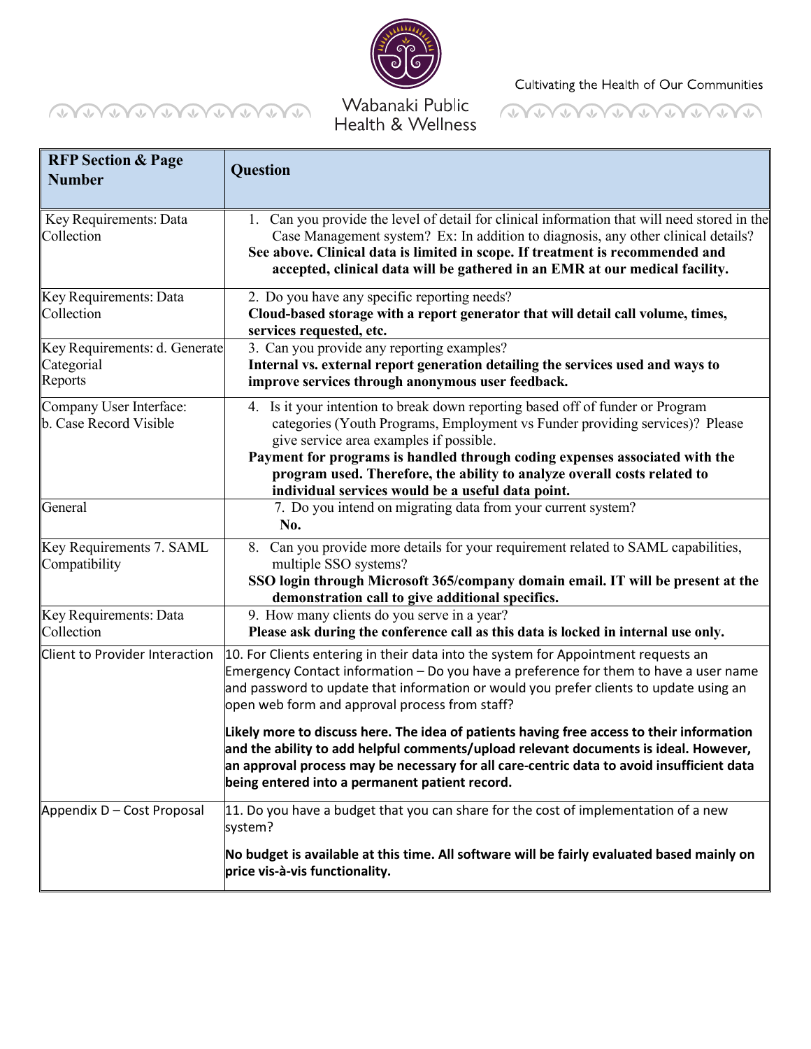Wabanaki Public Health & Wellness

Cultivating the Health of Our Communities

| RFP Section & Page Number | Question |
| --- | --- |
| Key Requirements: Data Collection | 1. Can you provide the level of detail for clinical information that will need stored in the Case Management system? Ex: In addition to diagnosis, any other clinical details? **See above. Clinical data is limited in scope. If treatment is recommended and accepted, clinical data will be gathered in an EMR at our medical facility.** |
| Key Requirements: Data Collection | 2. Do you have any specific reporting needs? **Cloud-based storage with a report generator that will detail call volume, times, services requested, etc.** |
| Key Requirements: d. Generate Categorial Reports | 3. Can you provide any reporting examples? **Internal vs. external report generation detailing the services used and ways to improve services through anonymous user feedback.** |
| Company User Interface: b. Case Record Visible | 4. Is it your intention to break down reporting based off of funder or Program categories (Youth Programs, Employment vs Funder providing services)? Please give service area examples if possible. **Payment for programs is handled through coding expenses associated with the program used. Therefore, the ability to analyze overall costs related to individual services would be a useful data point.** |
| General | 7. Do you intend on migrating data from your current system? **No.** |
| Key Requirements 7. SAML Compatibility | 8. Can you provide more details for your requirement related to SAML capabilities, multiple SSO systems? **SSO login through Microsoft 365/company domain email. IT will be present at the demonstration call to give additional specifics.** |
| Key Requirements: Data Collection | 9. How many clients do you serve in a year? **Please ask during the conference call as this data is locked in internal use only.** |
| Client to Provider Interaction | 10. For Clients entering in their data into the system for Appointment requests an Emergency Contact information – Do you have a preference for them to have a user name and password to update that information or would you prefer clients to update using an open web form and approval process from staff? **Likely more to discuss here. The idea of patients having free access to their information and the ability to add helpful comments/upload relevant documents is ideal. However, an approval process may be necessary for all care-centric data to avoid insufficient data being entered into a permanent patient record.** |
| Appendix D – Cost Proposal | 11. Do you have a budget that you can share for the cost of implementation of a new system? **No budget is available at this time. All software will be fairly evaluated based mainly on price vis-à-vis functionality.** |